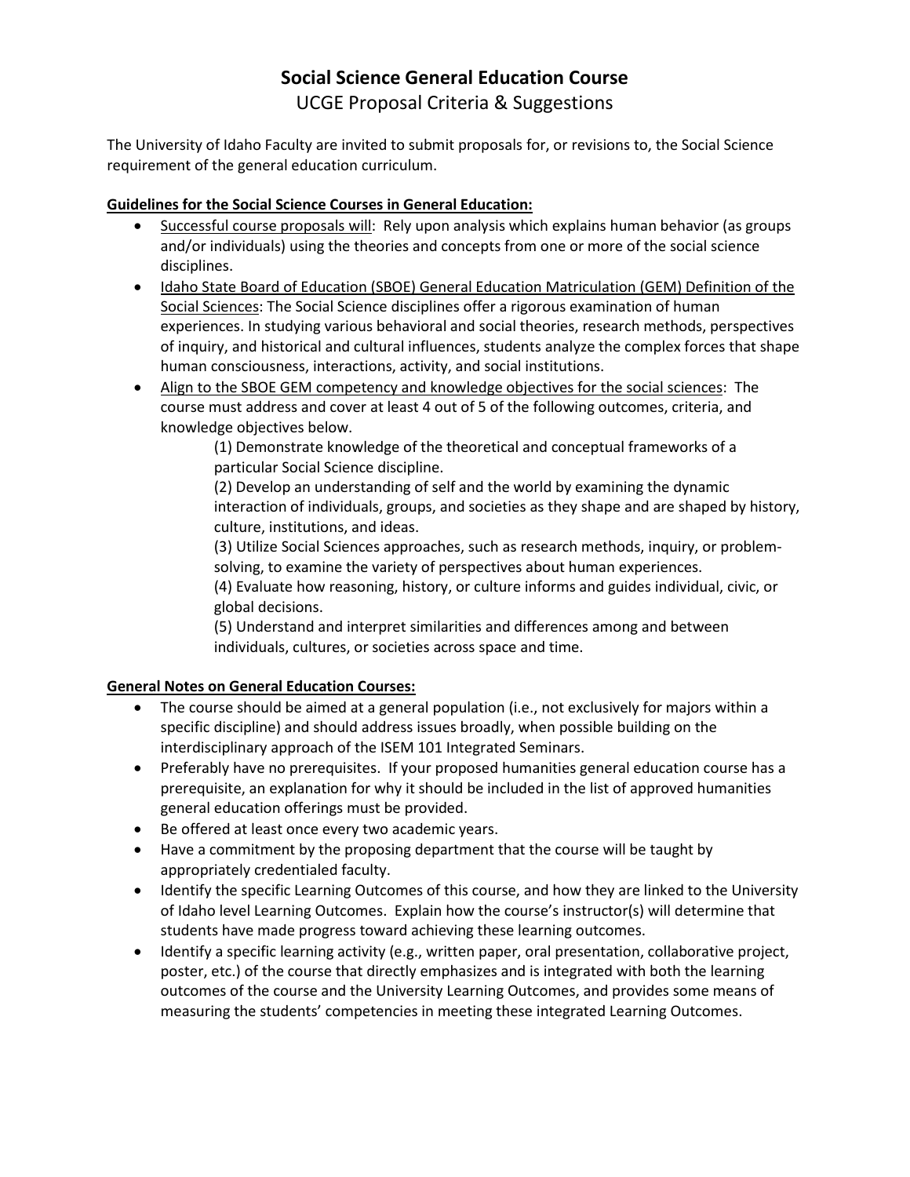# Social Science General Education Course

## UCGE Proposal Criteria & Suggestions

The University of Idaho Faculty are invited to submit proposals for, or revisions to, the Social Science requirement of the general education curriculum.

**Guidelines for the Social Science Courses in General Education:**

- Successful course proposals will: Rely upon analysis which explains human behavior (as groups and/or individuals) using the theories and concepts from one or more of the social science disciplines.
- Idaho State Board of Education (SBOE) General Education Matriculation (GEM) Definition of the Social Sciences: The Social Science disciplines offer a rigorous examination of human experiences. In studying various behavioral and social theories, research methods, perspectives of inquiry, and historical and cultural influences, students analyze the complex forces that shape human consciousness, interactions, activity, and social institutions.
- Align to the SBOE GEM competency and knowledge objectives for the social sciences: The course must address and cover at least 4 out of 5 of the following outcomes, criteria, and knowledge objectives below.

  (1) Demonstrate knowledge of the theoretical and conceptual frameworks of a particular Social Science discipline.

  (2) Develop an understanding of self and the world by examining the dynamic interaction of individuals, groups, and societies as they shape and are shaped by history, culture, institutions, and ideas.

  (3) Utilize Social Sciences approaches, such as research methods, inquiry, or problem-solving, to examine the variety of perspectives about human experiences.

  (4) Evaluate how reasoning, history, or culture informs and guides individual, civic, or global decisions.

  (5) Understand and interpret similarities and differences among and between individuals, cultures, or societies across space and time.

**General Notes on General Education Courses:**

- The course should be aimed at a general population (i.e., not exclusively for majors within a specific discipline) and should address issues broadly, when possible building on the interdisciplinary approach of the ISEM 101 Integrated Seminars.
- Preferably have no prerequisites. If your proposed humanities general education course has a prerequisite, an explanation for why it should be included in the list of approved humanities general education offerings must be provided.
- Be offered at least once every two academic years.
- Have a commitment by the proposing department that the course will be taught by appropriately credentialed faculty.
- Identify the specific Learning Outcomes of this course, and how they are linked to the University of Idaho level Learning Outcomes. Explain how the course's instructor(s) will determine that students have made progress toward achieving these learning outcomes.
- Identify a specific learning activity (e.g., written paper, oral presentation, collaborative project, poster, etc.) of the course that directly emphasizes and is integrated with both the learning outcomes of the course and the University Learning Outcomes, and provides some means of measuring the students' competencies in meeting these integrated Learning Outcomes.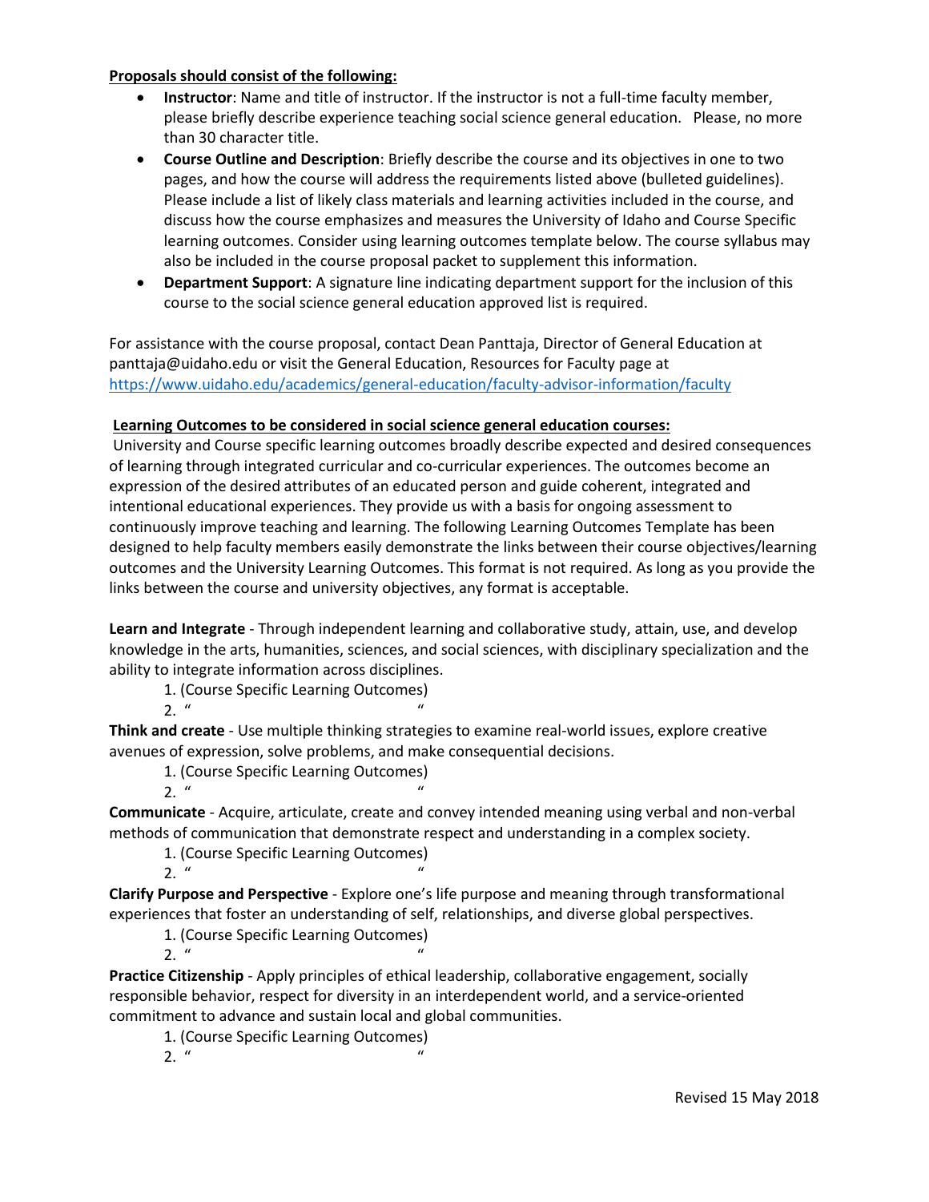**Proposals should consist of the following:**

- **Instructor**: Name and title of instructor. If the instructor is not a full-time faculty member, please briefly describe experience teaching social science general education. Please, no more than 30 character title.
- **Course Outline and Description**: Briefly describe the course and its objectives in one to two pages, and how the course will address the requirements listed above (bulleted guidelines). Please include a list of likely class materials and learning activities included in the course, and discuss how the course emphasizes and measures the University of Idaho and Course Specific learning outcomes. Consider using learning outcomes template below. The course syllabus may also be included in the course proposal packet to supplement this information.
- **Department Support**: A signature line indicating department support for the inclusion of this course to the social science general education approved list is required.

For assistance with the course proposal, contact Dean Panttaja, Director of General Education at panttaja@uidaho.edu or visit the General Education, Resources for Faculty page at https://www.uidaho.edu/academics/general-education/faculty-advisor-information/faculty

**Learning Outcomes to be considered in social science general education courses:**

University and Course specific learning outcomes broadly describe expected and desired consequences of learning through integrated curricular and co-curricular experiences. The outcomes become an expression of the desired attributes of an educated person and guide coherent, integrated and intentional educational experiences. They provide us with a basis for ongoing assessment to continuously improve teaching and learning. The following Learning Outcomes Template has been designed to help faculty members easily demonstrate the links between their course objectives/learning outcomes and the University Learning Outcomes. This format is not required. As long as you provide the links between the course and university objectives, any format is acceptable.

**Learn and Integrate** - Through independent learning and collaborative study, attain, use, and develop knowledge in the arts, humanities, sciences, and social sciences, with disciplinary specialization and the ability to integrate information across disciplines.

1. (Course Specific Learning Outcomes)
2. " "

**Think and create** - Use multiple thinking strategies to examine real-world issues, explore creative avenues of expression, solve problems, and make consequential decisions.

1. (Course Specific Learning Outcomes)
2. " "

**Communicate** - Acquire, articulate, create and convey intended meaning using verbal and non-verbal methods of communication that demonstrate respect and understanding in a complex society.

1. (Course Specific Learning Outcomes)
2. " "

**Clarify Purpose and Perspective** - Explore one's life purpose and meaning through transformational experiences that foster an understanding of self, relationships, and diverse global perspectives.

1. (Course Specific Learning Outcomes)
2. " "

**Practice Citizenship** - Apply principles of ethical leadership, collaborative engagement, socially responsible behavior, respect for diversity in an interdependent world, and a service-oriented commitment to advance and sustain local and global communities.

1. (Course Specific Learning Outcomes)
2. " "

Revised 15 May 2018